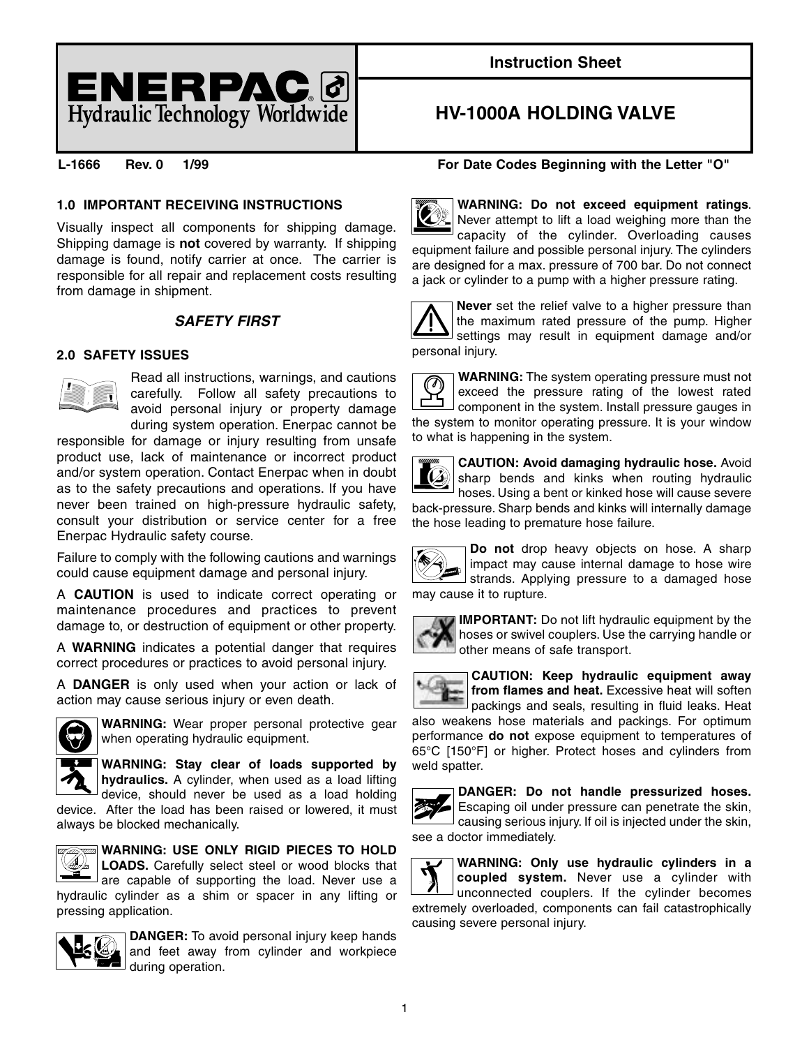ENERPAC® Hydraulic Technology Worldwide

**Instruction Sheet**

# HV-1000A HOLDING VALVE

**L-1666 Rev. 0 1/99** **For Date Codes Beginning with the Letter "O"**

## 1.0 IMPORTANT RECEIVING INSTRUCTIONS

Visually inspect all components for shipping damage. Shipping damage is **not** covered by warranty. If shipping damage is found, notify carrier at once. The carrier is responsible for all repair and replacement costs resulting from damage in shipment.

### *SAFETY FIRST*

## 2.0 SAFETY ISSUES

Read all instructions, warnings, and cautions carefully. Follow all safety precautions to avoid personal injury or property damage during system operation. Enerpac cannot be responsible for damage or injury resulting from unsafe product use, lack of maintenance or incorrect product and/or system operation. Contact Enerpac when in doubt as to the safety precautions and operations. If you have never been trained on high-pressure hydraulic safety, consult your distribution or service center for a free Enerpac Hydraulic safety course.

Failure to comply with the following cautions and warnings could cause equipment damage and personal injury.

A **CAUTION** is used to indicate correct operating or maintenance procedures and practices to prevent damage to, or destruction of equipment or other property.

A **WARNING** indicates a potential danger that requires correct procedures or practices to avoid personal injury.

A **DANGER** is only used when your action or lack of action may cause serious injury or even death.

**WARNING:** Wear proper personal protective gear when operating hydraulic equipment.

**WARNING: Stay clear of loads supported by hydraulics.** A cylinder, when used as a load lifting device, should never be used as a load holding device. After the load has been raised or lowered, it must always be blocked mechanically.

**WARNING: USE ONLY RIGID PIECES TO HOLD LOADS.** Carefully select steel or wood blocks that are capable of supporting the load. Never use a hydraulic cylinder as a shim or spacer in any lifting or pressing application.

**DANGER:** To avoid personal injury keep hands and feet away from cylinder and workpiece during operation.

**WARNING: Do not exceed equipment ratings**. Never attempt to lift a load weighing more than the capacity of the cylinder. Overloading causes equipment failure and possible personal injury. The cylinders are designed for a max. pressure of 700 bar. Do not connect a jack or cylinder to a pump with a higher pressure rating.

**Never** set the relief valve to a higher pressure than the maximum rated pressure of the pump. Higher settings may result in equipment damage and/or personal injury.

**WARNING:** The system operating pressure must not exceed the pressure rating of the lowest rated component in the system. Install pressure gauges in the system to monitor operating pressure. It is your window to what is happening in the system.

**CAUTION: Avoid damaging hydraulic hose.** Avoid sharp bends and kinks when routing hydraulic hoses. Using a bent or kinked hose will cause severe back-pressure. Sharp bends and kinks will internally damage the hose leading to premature hose failure.

**Do not** drop heavy objects on hose. A sharp impact may cause internal damage to hose wire strands. Applying pressure to a damaged hose may cause it to rupture.

**IMPORTANT:** Do not lift hydraulic equipment by the hoses or swivel couplers. Use the carrying handle or other means of safe transport.

**CAUTION: Keep hydraulic equipment away from flames and heat.** Excessive heat will soften packings and seals, resulting in fluid leaks. Heat also weakens hose materials and packings. For optimum performance **do not** expose equipment to temperatures of 65°C [150°F] or higher. Protect hoses and cylinders from weld spatter.

**DANGER: Do not handle pressurized hoses.** Escaping oil under pressure can penetrate the skin, causing serious injury. If oil is injected under the skin, see a doctor immediately.

**WARNING: Only use hydraulic cylinders in a coupled system.** Never use a cylinder with unconnected couplers. If the cylinder becomes extremely overloaded, components can fail catastrophically causing severe personal injury.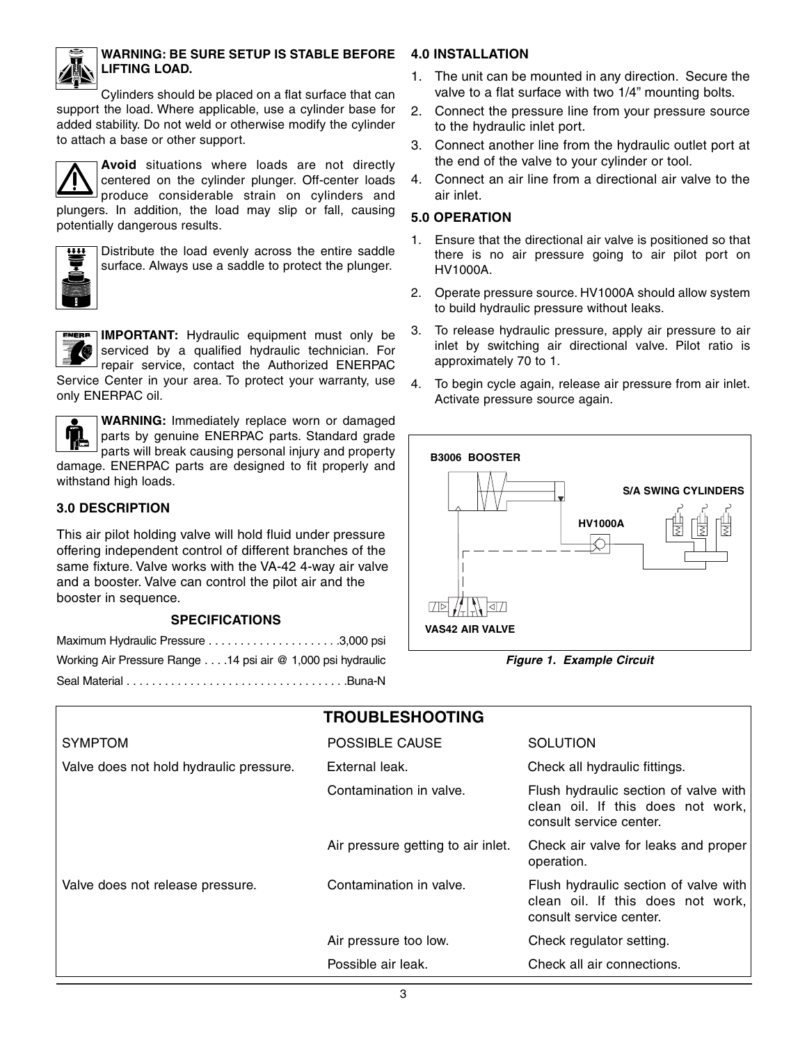**WARNING: BE SURE SETUP IS STABLE BEFORE LIFTING LOAD.**

Cylinders should be placed on a flat surface that can support the load. Where applicable, use a cylinder base for added stability. Do not weld or otherwise modify the cylinder to attach a base or other support.

**Avoid** situations where loads are not directly centered on the cylinder plunger. Off-center loads produce considerable strain on cylinders and plungers. In addition, the load may slip or fall, causing potentially dangerous results.

Distribute the load evenly across the entire saddle surface. Always use a saddle to protect the plunger.

**IMPORTANT:** Hydraulic equipment must only be serviced by a qualified hydraulic technician. For repair service, contact the Authorized ENERPAC Service Center in your area. To protect your warranty, use only ENERPAC oil.

**WARNING:** Immediately replace worn or damaged parts by genuine ENERPAC parts. Standard grade parts will break causing personal injury and property damage. ENERPAC parts are designed to fit properly and withstand high loads.

### 3.0 DESCRIPTION

This air pilot holding valve will hold fluid under pressure offering independent control of different branches of the same fixture. Valve works with the VA-42 4-way air valve and a booster. Valve can control the pilot air and the booster in sequence.

**SPECIFICATIONS**

Maximum Hydraulic Pressure . . . . . . . . . . . . . . . . . . . .3,000 psi

Working Air Pressure Range . . . .14 psi air @ 1,000 psi hydraulic

Seal Material . . . . . . . . . . . . . . . . . . . . . . . . . . . . . . . . . .Buna-N

### 4.0 INSTALLATION

1. The unit can be mounted in any direction. Secure the valve to a flat surface with two 1/4" mounting bolts.
2. Connect the pressure line from your pressure source to the hydraulic inlet port.
3. Connect another line from the hydraulic outlet port at the end of the valve to your cylinder or tool.
4. Connect an air line from a directional air valve to the air inlet.

### 5.0 OPERATION

1. Ensure that the directional air valve is positioned so that there is no air pressure going to air pilot port on HV1000A.
2. Operate pressure source. HV1000A should allow system to build hydraulic pressure without leaks.
3. To release hydraulic pressure, apply air pressure to air inlet by switching air directional valve. Pilot ratio is approximately 70 to 1.
4. To begin cycle again, release air pressure from air inlet. Activate pressure source again.

B3006 BOOSTER

S/A SWING CYLINDERS

HV1000A

VAS42 AIR VALVE

*Figure 1. Example Circuit*

**TROUBLESHOOTING**

| SYMPTOM | POSSIBLE CAUSE | SOLUTION |
|---|---|---|
| Valve does not hold hydraulic pressure. | External leak. | Check all hydraulic fittings. |
| | Contamination in valve. | Flush hydraulic section of valve with clean oil. If this does not work, consult service center. |
| | Air pressure getting to air inlet. | Check air valve for leaks and proper operation. |
| Valve does not release pressure. | Contamination in valve. | Flush hydraulic section of valve with clean oil. If this does not work, consult service center. |
| | Air pressure too low. | Check regulator setting. |
| | Possible air leak. | Check all air connections. |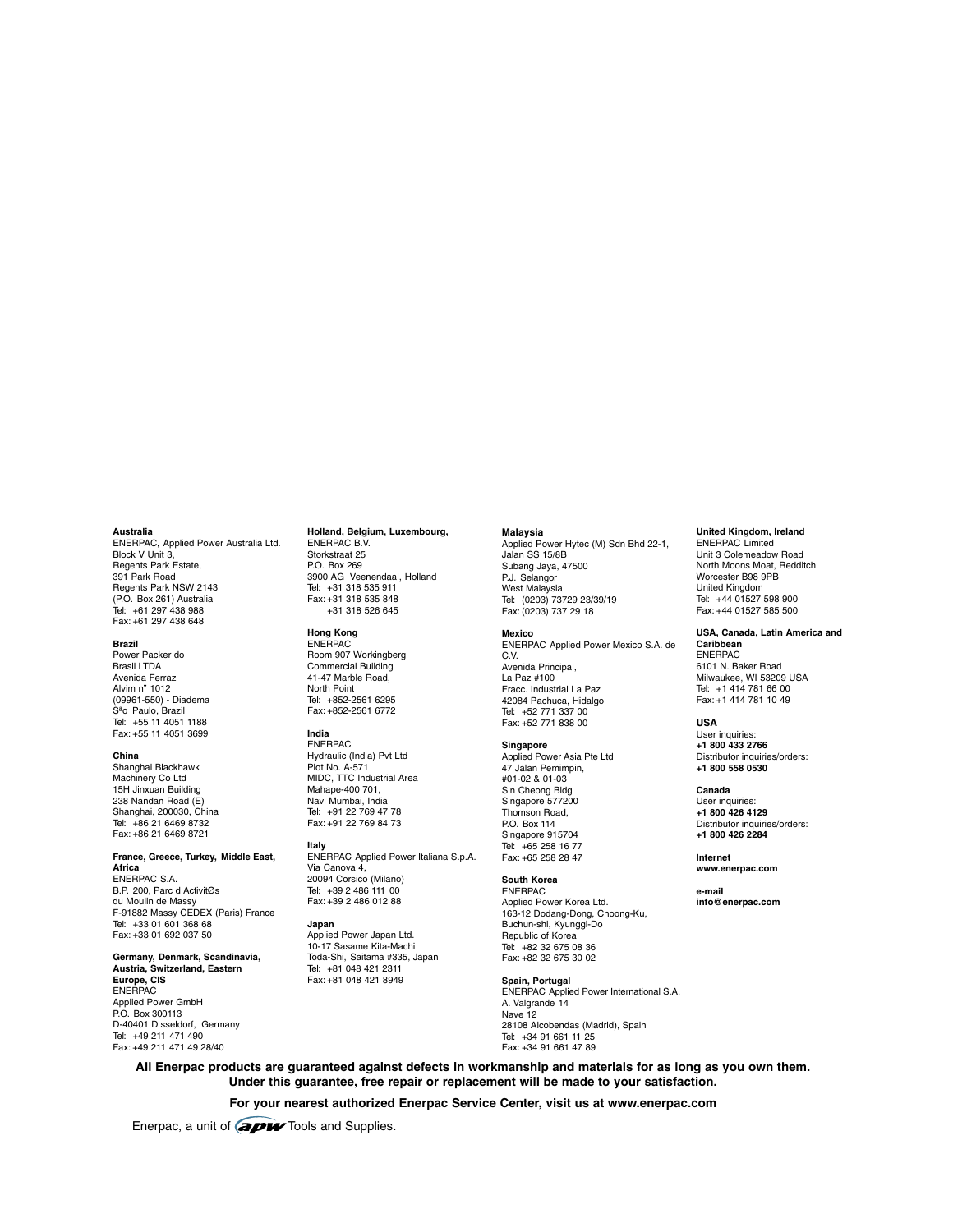**Australia**
ENERPAC, Applied Power Australia Ltd.
Block V Unit 3,
Regents Park Estate,
391 Park Road
Regents Park NSW 2143
(P.O. Box 261) Australia
Tel: +61 297 438 988
Fax: +61 297 438 648

**Brazil**
Power Packer do
Brasil LTDA
Avenida Ferraz
Alvim n° 1012
(09961-550) - Diadema
Sªo Paulo, Brazil
Tel: +55 11 4051 1188
Fax: +55 11 4051 3699

**China**
Shanghai Blackhawk
Machinery Co Ltd
15H Jinxuan Building
238 Nandan Road (E)
Shanghai, 200030, China
Tel: +86 21 6469 8732
Fax: +86 21 6469 8721

**France, Greece, Turkey, Middle East, Africa**
ENERPAC S.A.
B.P. 200, Parc d ActivitØs
du Moulin de Massy
F-91882 Massy CEDEX (Paris) France
Tel: +33 01 601 368 68
Fax: +33 01 692 037 50

**Germany, Denmark, Scandinavia, Austria, Switzerland, Eastern Europe, CIS**
ENERPAC
Applied Power GmbH
P.O. Box 300113
D-40401 D sseldorf, Germany
Tel: +49 211 471 490
Fax: +49 211 471 49 28/40

**Holland, Belgium, Luxembourg,**
ENERPAC B.V.
Storkstraat 25
P.O. Box 269
3900 AG Veenendaal, Holland
Tel: +31 318 535 911
Fax: +31 318 535 848
+31 318 526 645

**Hong Kong**
ENERPAC
Room 907 Workingberg
Commercial Building
41-47 Marble Road,
North Point
Tel: +852-2561 6295
Fax: +852-2561 6772

**India**
ENERPAC
Hydraulic (India) Pvt Ltd
Plot No. A-571
MIDC, TTC Industrial Area
Mahape-400 701,
Navi Mumbai, India
Tel: +91 22 769 47 78
Fax: +91 22 769 84 73

**Italy**
ENERPAC Applied Power Italiana S.p.A.
Via Canova 4,
20094 Corsico (Milano)
Tel: +39 2 486 111 00
Fax: +39 2 486 012 88

**Japan**
Applied Power Japan Ltd.
10-17 Sasame Kita-Machi
Toda-Shi, Saitama #335, Japan
Tel: +81 048 421 2311
Fax: +81 048 421 8949

**Malaysia**
Applied Power Hytec (M) Sdn Bhd 22-1,
Jalan SS 15/8B
Subang Jaya, 47500
P.J. Selangor
West Malaysia
Tel: (0203) 73729 23/39/19
Fax: (0203) 737 29 18

**Mexico**
ENERPAC Applied Power Mexico S.A. de C.V.
Avenida Principal,
La Paz #100
Fracc. Industrial La Paz
42084 Pachuca, Hidalgo
Tel: +52 771 337 00
Fax: +52 771 838 00

**Singapore**
Applied Power Asia Pte Ltd
47 Jalan Pemimpin,
#01-02 & 01-03
Sin Cheong Bldg
Singapore 577200
Thomson Road,
P.O. Box 114
Singapore 915704
Tel: +65 258 16 77
Fax: +65 258 28 47

**South Korea**
ENERPAC
Applied Power Korea Ltd.
163-12 Dodang-Dong, Choong-Ku,
Buchun-shi, Kyunggi-Do
Republic of Korea
Tel: +82 32 675 08 36
Fax: +82 32 675 30 02

**Spain, Portugal**
ENERPAC Applied Power International S.A.
A. Valgrande 14
Nave 12
28108 Alcobendas (Madrid), Spain
Tel: +34 91 661 11 25
Fax: +34 91 661 47 89

**United Kingdom, Ireland**
ENERPAC Limited
Unit 3 Colemeadow Road
North Moons Moat, Redditch
Worcester B98 9PB
United Kingdom
Tel: +44 01527 598 900
Fax: +44 01527 585 500

**USA, Canada, Latin America and Caribbean**
ENERPAC
6101 N. Baker Road
Milwaukee, WI 53209 USA
Tel: +1 414 781 66 00
Fax: +1 414 781 10 49

**USA**
User inquiries:
**+1 800 433 2766**
Distributor inquiries/orders:
**+1 800 558 0530**

**Canada**
User inquiries:
**+1 800 426 4129**
Distributor inquiries/orders:
**+1 800 426 2284**

**Internet**
**www.enerpac.com**

**e-mail**
**info@enerpac.com**

**All Enerpac products are guaranteed against defects in workmanship and materials for as long as you own them. Under this guarantee, free repair or replacement will be made to your satisfaction.**

**For your nearest authorized Enerpac Service Center, visit us at www.enerpac.com**

Enerpac, a unit of apw Tools and Supplies.